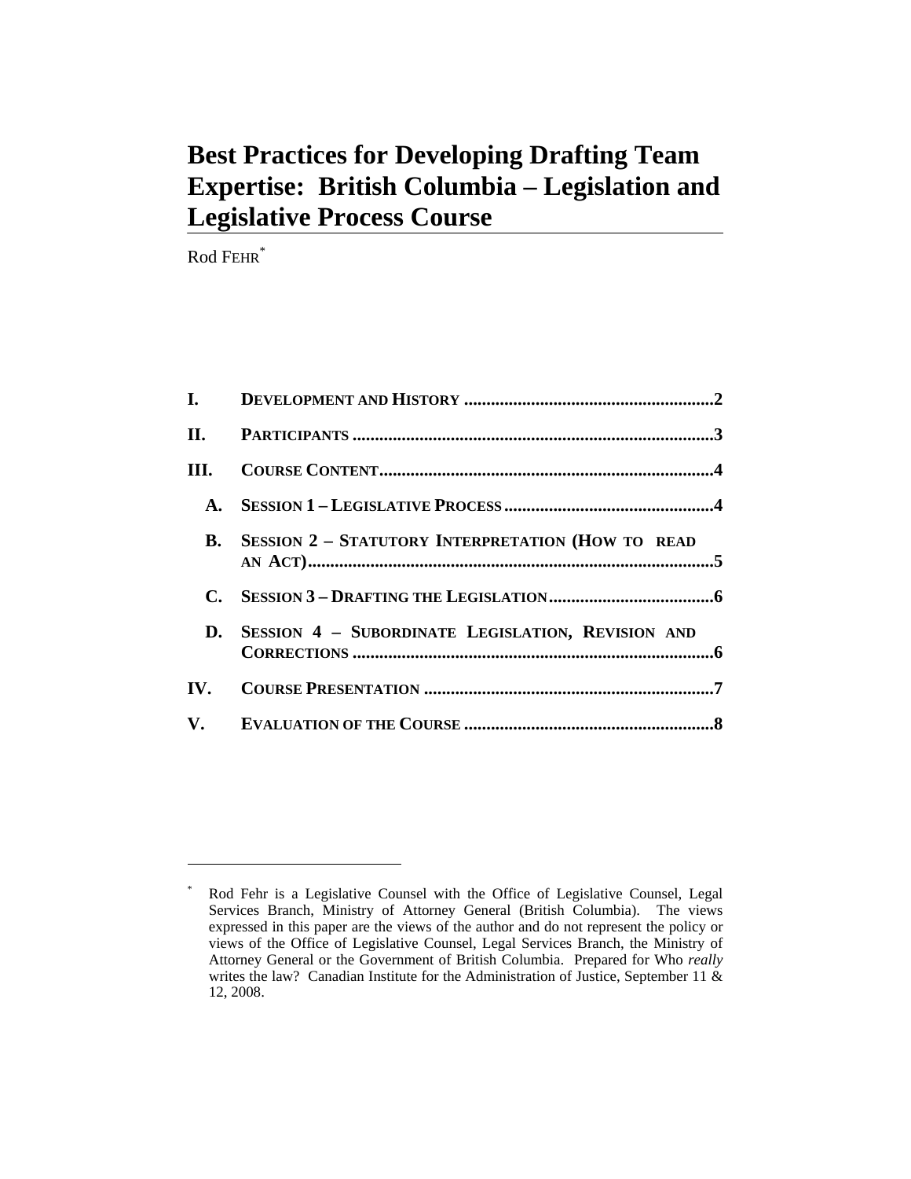# Best Practices for Developing Drafting Team Expertise: British Columbia – Legislation and Legislative Process Course

Rod FEHR*

| | | |
|---|---|---|
| **I.** | **DEVELOPMENT AND HISTORY** | **2** |
| **II.** | **PARTICIPANTS** | **3** |
| **III.** | **COURSE CONTENT** | **4** |
| **A.** | **SESSION 1 – LEGISLATIVE PROCESS** | **4** |
| **B.** | **SESSION 2 – STATUTORY INTERPRETATION (HOW TO READ AN ACT)** | **5** |
| **C.** | **SESSION 3 – DRAFTING THE LEGISLATION** | **6** |
| **D.** | **SESSION 4 – SUBORDINATE LEGISLATION, REVISION AND CORRECTIONS** | **6** |
| **IV.** | **COURSE PRESENTATION** | **7** |
| **V.** | **EVALUATION OF THE COURSE** | **8** |

---

\* Rod Fehr is a Legislative Counsel with the Office of Legislative Counsel, Legal Services Branch, Ministry of Attorney General (British Columbia). The views expressed in this paper are the views of the author and do not represent the policy or views of the Office of Legislative Counsel, Legal Services Branch, the Ministry of Attorney General or the Government of British Columbia. Prepared for Who *really* writes the law? Canadian Institute for the Administration of Justice, September 11 & 12, 2008.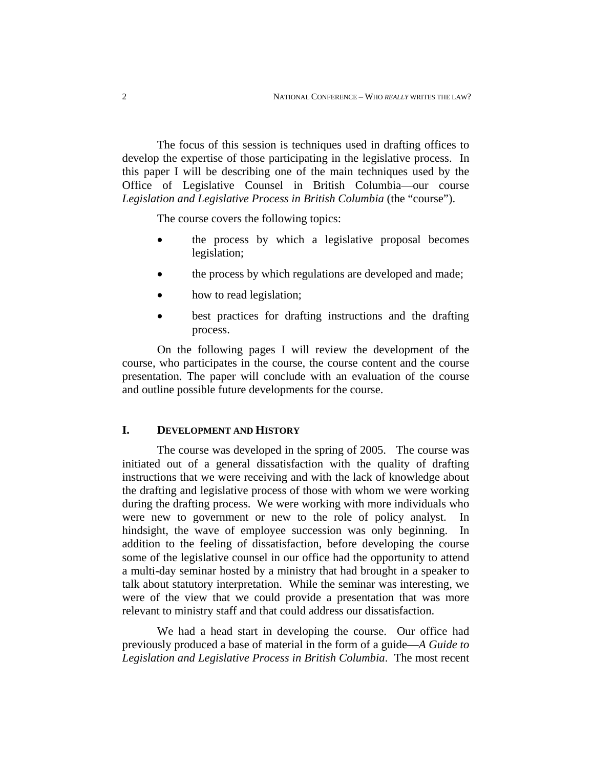The focus of this session is techniques used in drafting offices to develop the expertise of those participating in the legislative process. In this paper I will be describing one of the main techniques used by the Office of Legislative Counsel in British Columbia—our course *Legislation and Legislative Process in British Columbia* (the "course").

The course covers the following topics:

- the process by which a legislative proposal becomes legislation;
- the process by which regulations are developed and made;
- how to read legislation;
- best practices for drafting instructions and the drafting process.

On the following pages I will review the development of the course, who participates in the course, the course content and the course presentation. The paper will conclude with an evaluation of the course and outline possible future developments for the course.

## I. DEVELOPMENT AND HISTORY

The course was developed in the spring of 2005. The course was initiated out of a general dissatisfaction with the quality of drafting instructions that we were receiving and with the lack of knowledge about the drafting and legislative process of those with whom we were working during the drafting process. We were working with more individuals who were new to government or new to the role of policy analyst. In hindsight, the wave of employee succession was only beginning. In addition to the feeling of dissatisfaction, before developing the course some of the legislative counsel in our office had the opportunity to attend a multi-day seminar hosted by a ministry that had brought in a speaker to talk about statutory interpretation. While the seminar was interesting, we were of the view that we could provide a presentation that was more relevant to ministry staff and that could address our dissatisfaction.

We had a head start in developing the course. Our office had previously produced a base of material in the form of a guide—*A Guide to Legislation and Legislative Process in British Columbia*. The most recent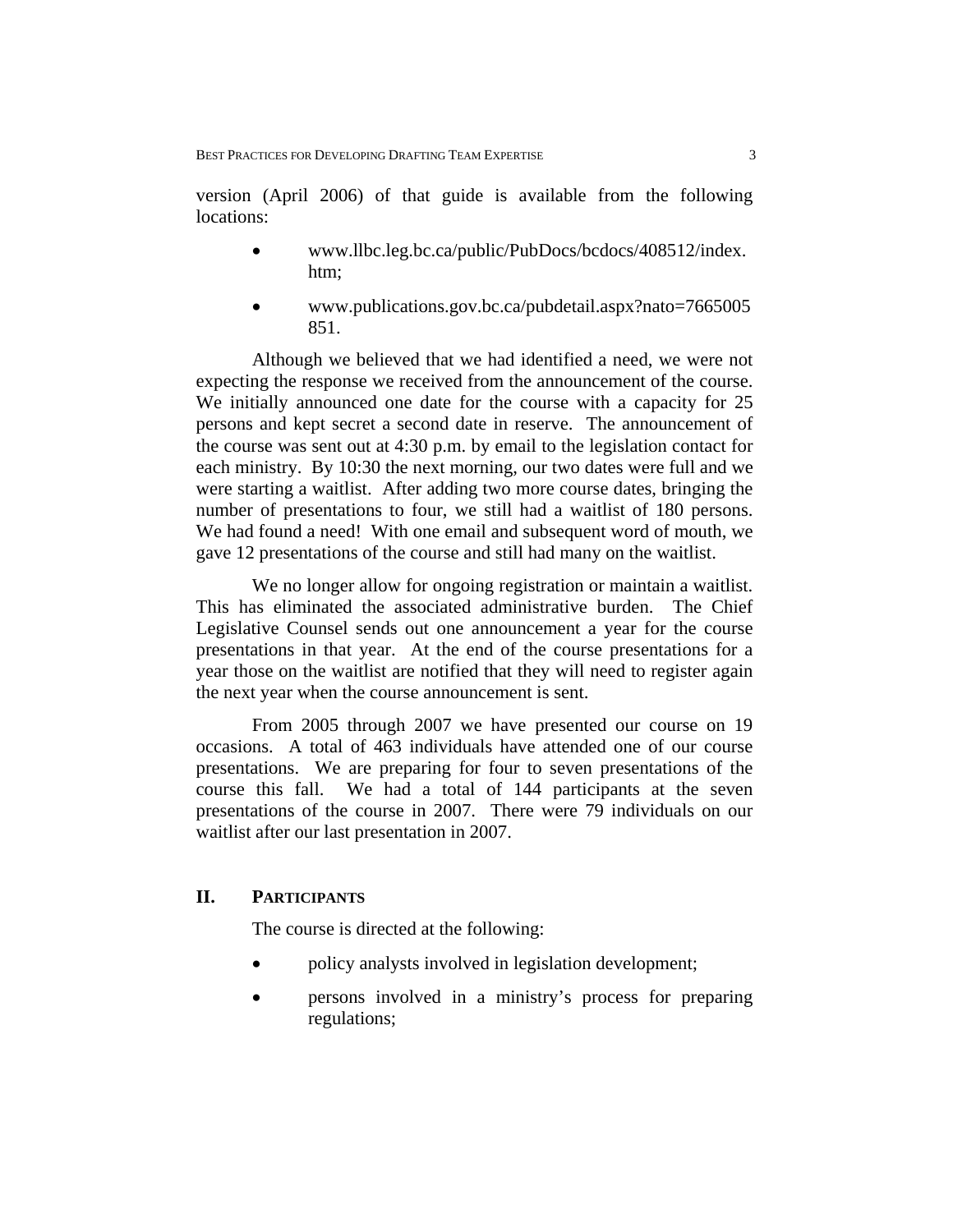version (April 2006) of that guide is available from the following locations:

- www.llbc.leg.bc.ca/public/PubDocs/bcdocs/408512/index.htm;
- www.publications.gov.bc.ca/pubdetail.aspx?nato=7665005851.

Although we believed that we had identified a need, we were not expecting the response we received from the announcement of the course. We initially announced one date for the course with a capacity for 25 persons and kept secret a second date in reserve. The announcement of the course was sent out at 4:30 p.m. by email to the legislation contact for each ministry. By 10:30 the next morning, our two dates were full and we were starting a waitlist. After adding two more course dates, bringing the number of presentations to four, we still had a waitlist of 180 persons. We had found a need! With one email and subsequent word of mouth, we gave 12 presentations of the course and still had many on the waitlist.

We no longer allow for ongoing registration or maintain a waitlist. This has eliminated the associated administrative burden. The Chief Legislative Counsel sends out one announcement a year for the course presentations in that year. At the end of the course presentations for a year those on the waitlist are notified that they will need to register again the next year when the course announcement is sent.

From 2005 through 2007 we have presented our course on 19 occasions. A total of 463 individuals have attended one of our course presentations. We are preparing for four to seven presentations of the course this fall. We had a total of 144 participants at the seven presentations of the course in 2007. There were 79 individuals on our waitlist after our last presentation in 2007.

## II. PARTICIPANTS

The course is directed at the following:

- policy analysts involved in legislation development;
- persons involved in a ministry's process for preparing regulations;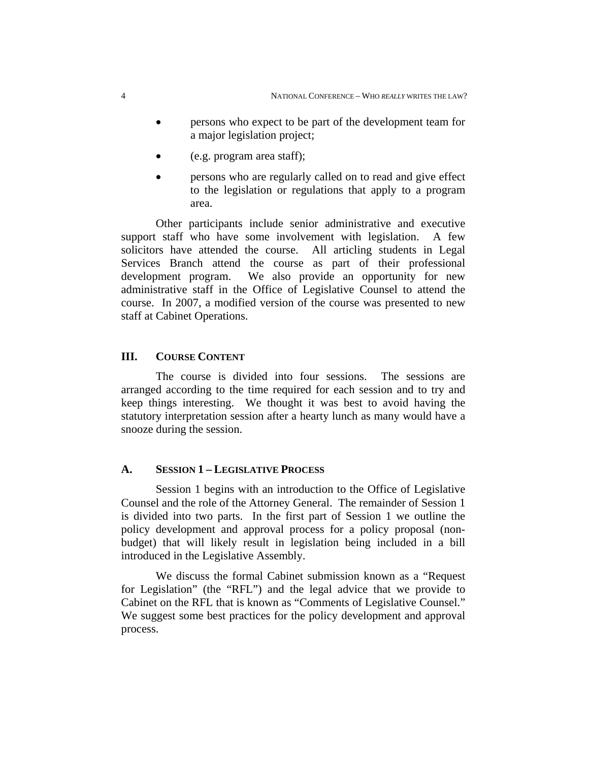- persons who expect to be part of the development team for a major legislation project;
- (e.g. program area staff);
- persons who are regularly called on to read and give effect to the legislation or regulations that apply to a program area.

Other participants include senior administrative and executive support staff who have some involvement with legislation. A few solicitors have attended the course. All articling students in Legal Services Branch attend the course as part of their professional development program. We also provide an opportunity for new administrative staff in the Office of Legislative Counsel to attend the course. In 2007, a modified version of the course was presented to new staff at Cabinet Operations.

## III. Course Content

The course is divided into four sessions. The sessions are arranged according to the time required for each session and to try and keep things interesting. We thought it was best to avoid having the statutory interpretation session after a hearty lunch as many would have a snooze during the session.

### A. Session 1 – Legislative Process

Session 1 begins with an introduction to the Office of Legislative Counsel and the role of the Attorney General. The remainder of Session 1 is divided into two parts. In the first part of Session 1 we outline the policy development and approval process for a policy proposal (non-budget) that will likely result in legislation being included in a bill introduced in the Legislative Assembly.

We discuss the formal Cabinet submission known as a "Request for Legislation" (the "RFL") and the legal advice that we provide to Cabinet on the RFL that is known as "Comments of Legislative Counsel." We suggest some best practices for the policy development and approval process.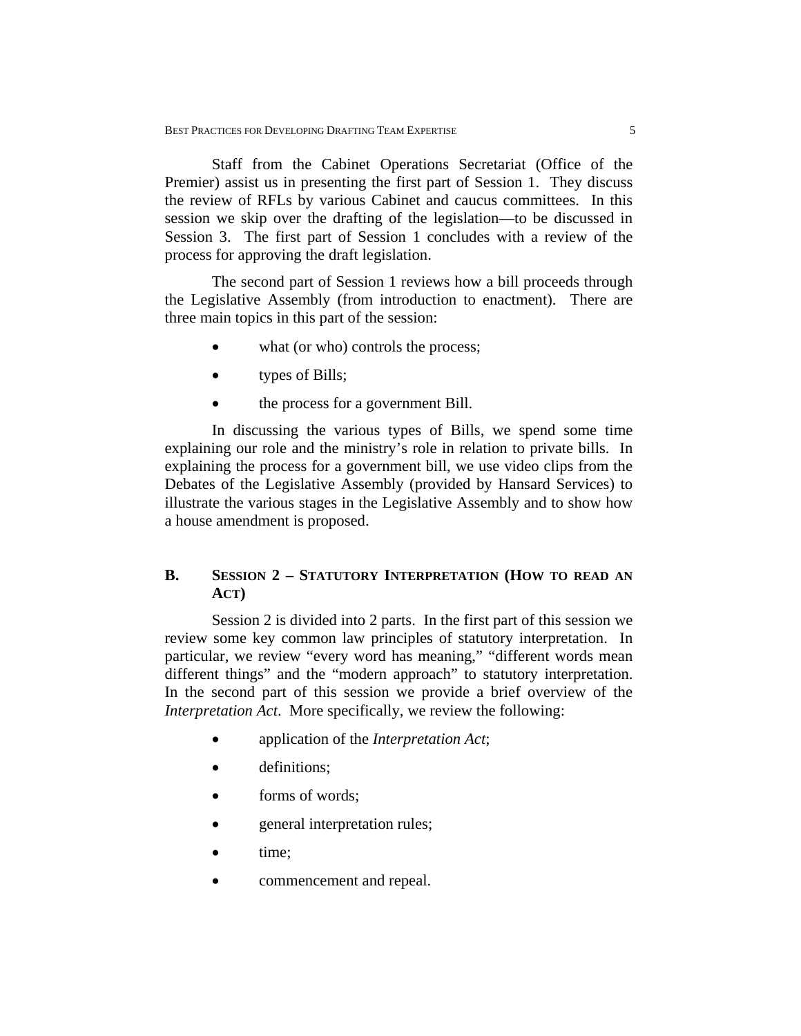Staff from the Cabinet Operations Secretariat (Office of the Premier) assist us in presenting the first part of Session 1. They discuss the review of RFLs by various Cabinet and caucus committees. In this session we skip over the drafting of the legislation—to be discussed in Session 3. The first part of Session 1 concludes with a review of the process for approving the draft legislation.

The second part of Session 1 reviews how a bill proceeds through the Legislative Assembly (from introduction to enactment). There are three main topics in this part of the session:

- what (or who) controls the process;
- types of Bills;
- the process for a government Bill.

In discussing the various types of Bills, we spend some time explaining our role and the ministry's role in relation to private bills. In explaining the process for a government bill, we use video clips from the Debates of the Legislative Assembly (provided by Hansard Services) to illustrate the various stages in the Legislative Assembly and to show how a house amendment is proposed.

## B. Session 2 – Statutory Interpretation (How to read an Act)

Session 2 is divided into 2 parts. In the first part of this session we review some key common law principles of statutory interpretation. In particular, we review "every word has meaning," "different words mean different things" and the "modern approach" to statutory interpretation. In the second part of this session we provide a brief overview of the *Interpretation Act*. More specifically, we review the following:

- application of the *Interpretation Act*;
- definitions;
- forms of words;
- general interpretation rules;
- time;
- commencement and repeal.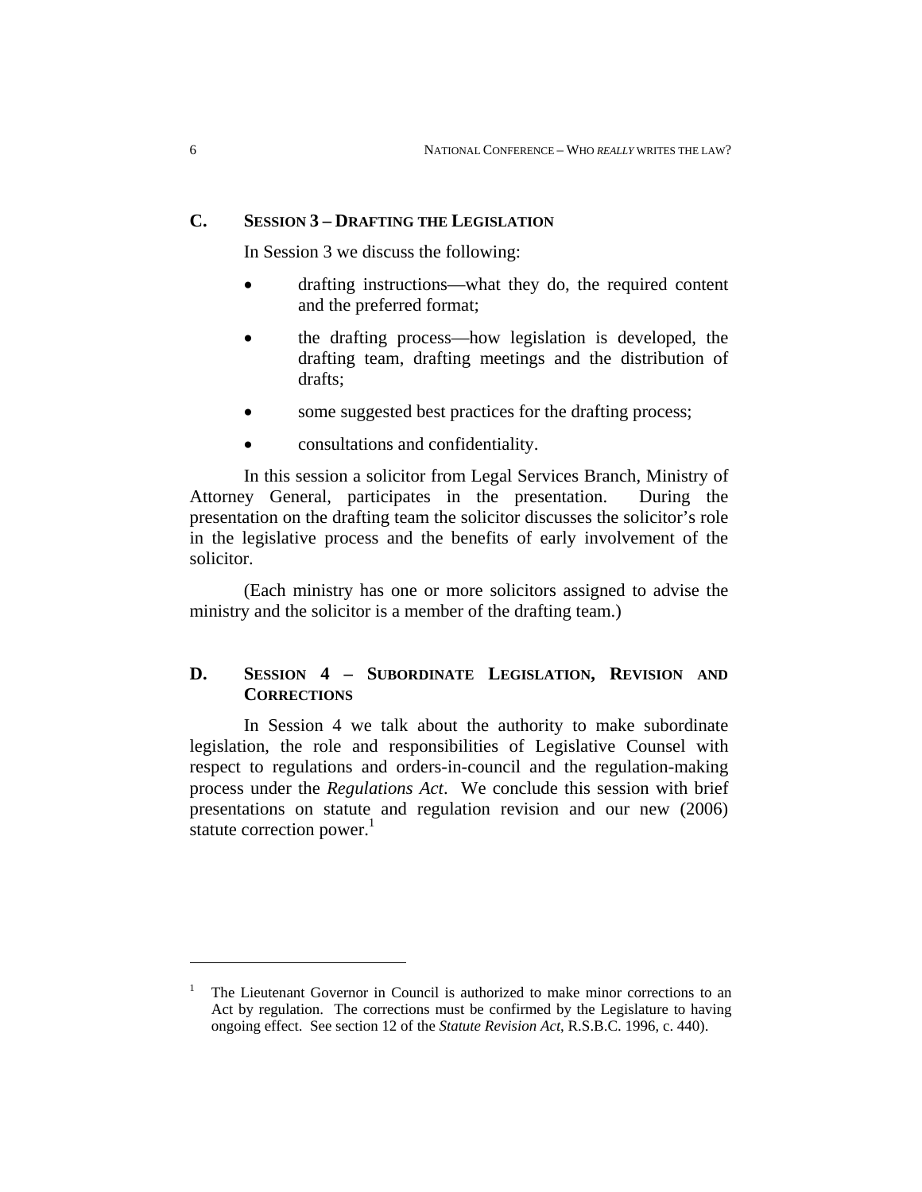## C. SESSION 3 – DRAFTING THE LEGISLATION

In Session 3 we discuss the following:

- drafting instructions—what they do, the required content and the preferred format;
- the drafting process—how legislation is developed, the drafting team, drafting meetings and the distribution of drafts;
- some suggested best practices for the drafting process;
- consultations and confidentiality.

In this session a solicitor from Legal Services Branch, Ministry of Attorney General, participates in the presentation. During the presentation on the drafting team the solicitor discusses the solicitor's role in the legislative process and the benefits of early involvement of the solicitor.

(Each ministry has one or more solicitors assigned to advise the ministry and the solicitor is a member of the drafting team.)

## D. SESSION 4 – SUBORDINATE LEGISLATION, REVISION AND CORRECTIONS

In Session 4 we talk about the authority to make subordinate legislation, the role and responsibilities of Legislative Counsel with respect to regulations and orders-in-council and the regulation-making process under the *Regulations Act*. We conclude this session with brief presentations on statute and regulation revision and our new (2006) statute correction power.[1]

---

[1] The Lieutenant Governor in Council is authorized to make minor corrections to an Act by regulation. The corrections must be confirmed by the Legislature to having ongoing effect. See section 12 of the *Statute Revision Act*, R.S.B.C. 1996, c. 440).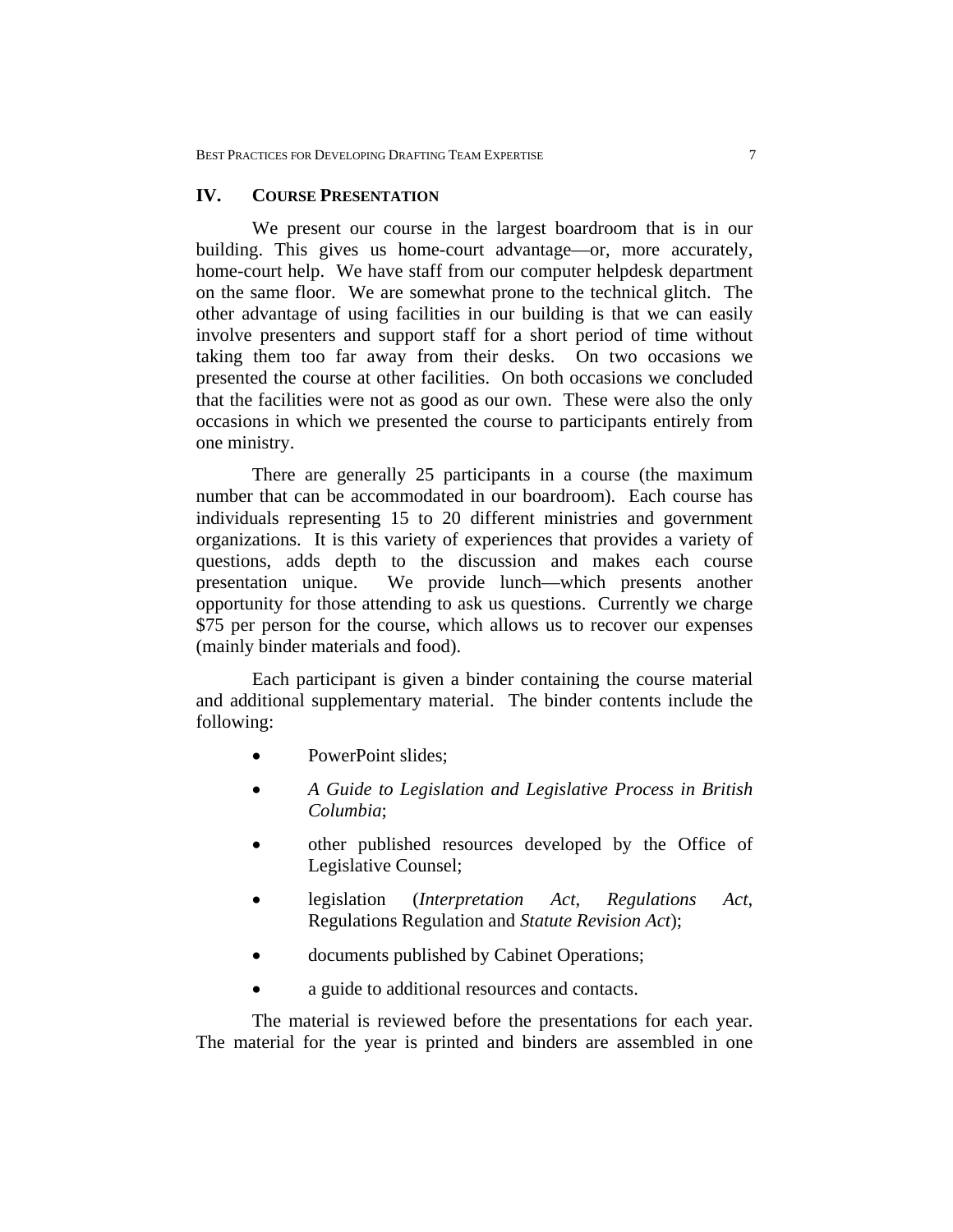## IV. COURSE PRESENTATION

We present our course in the largest boardroom that is in our building. This gives us home-court advantage—or, more accurately, home-court help. We have staff from our computer helpdesk department on the same floor. We are somewhat prone to the technical glitch. The other advantage of using facilities in our building is that we can easily involve presenters and support staff for a short period of time without taking them too far away from their desks. On two occasions we presented the course at other facilities. On both occasions we concluded that the facilities were not as good as our own. These were also the only occasions in which we presented the course to participants entirely from one ministry.

There are generally 25 participants in a course (the maximum number that can be accommodated in our boardroom). Each course has individuals representing 15 to 20 different ministries and government organizations. It is this variety of experiences that provides a variety of questions, adds depth to the discussion and makes each course presentation unique. We provide lunch—which presents another opportunity for those attending to ask us questions. Currently we charge $75 per person for the course, which allows us to recover our expenses (mainly binder materials and food).

Each participant is given a binder containing the course material and additional supplementary material. The binder contents include the following:

- PowerPoint slides;
- *A Guide to Legislation and Legislative Process in British Columbia*;
- other published resources developed by the Office of Legislative Counsel;
- legislation (*Interpretation Act*, *Regulations Act*, Regulations Regulation and *Statute Revision Act*);
- documents published by Cabinet Operations;
- a guide to additional resources and contacts.

The material is reviewed before the presentations for each year. The material for the year is printed and binders are assembled in one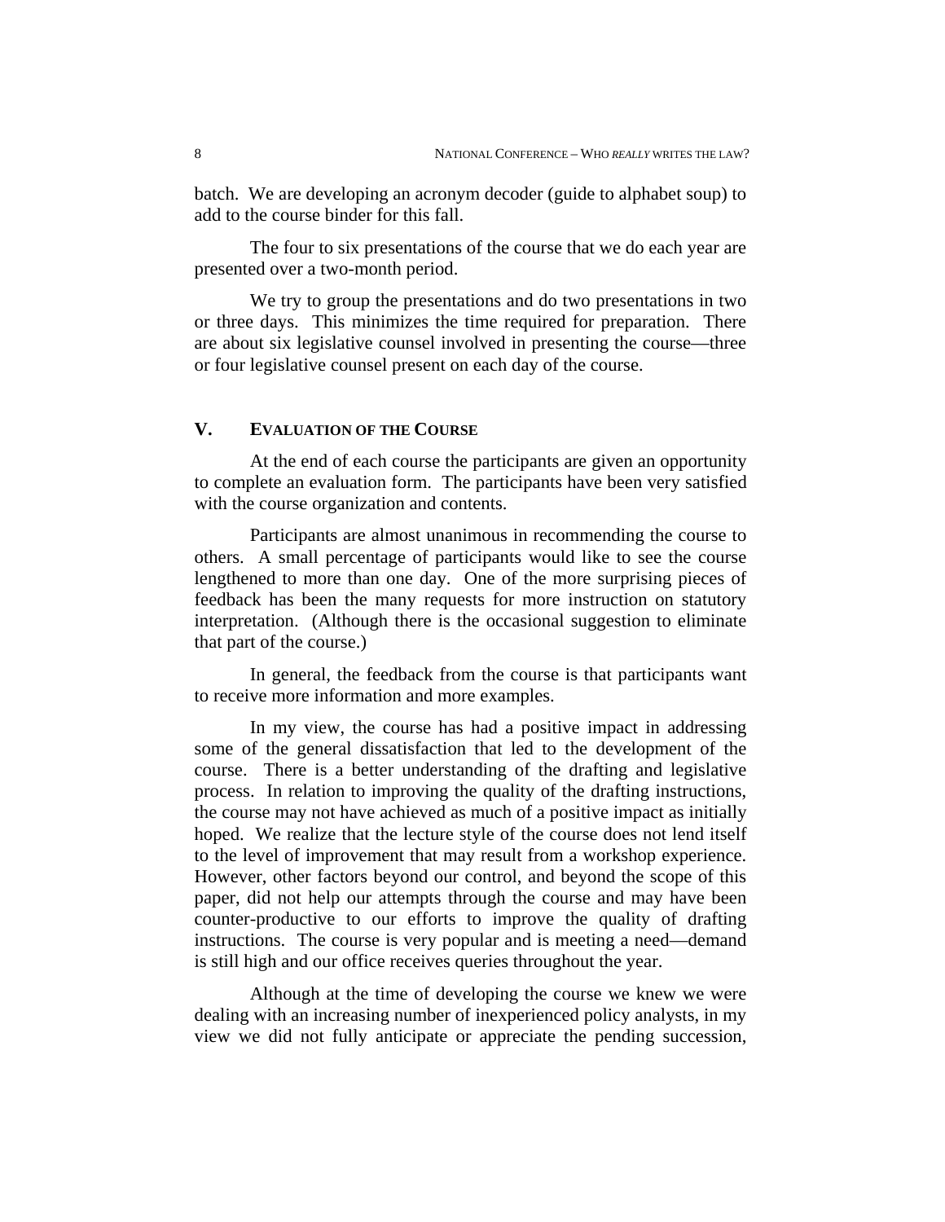batch. We are developing an acronym decoder (guide to alphabet soup) to add to the course binder for this fall.

The four to six presentations of the course that we do each year are presented over a two-month period.

We try to group the presentations and do two presentations in two or three days. This minimizes the time required for preparation. There are about six legislative counsel involved in presenting the course—three or four legislative counsel present on each day of the course.

## V. EVALUATION OF THE COURSE

At the end of each course the participants are given an opportunity to complete an evaluation form. The participants have been very satisfied with the course organization and contents.

Participants are almost unanimous in recommending the course to others. A small percentage of participants would like to see the course lengthened to more than one day. One of the more surprising pieces of feedback has been the many requests for more instruction on statutory interpretation. (Although there is the occasional suggestion to eliminate that part of the course.)

In general, the feedback from the course is that participants want to receive more information and more examples.

In my view, the course has had a positive impact in addressing some of the general dissatisfaction that led to the development of the course. There is a better understanding of the drafting and legislative process. In relation to improving the quality of the drafting instructions, the course may not have achieved as much of a positive impact as initially hoped. We realize that the lecture style of the course does not lend itself to the level of improvement that may result from a workshop experience. However, other factors beyond our control, and beyond the scope of this paper, did not help our attempts through the course and may have been counter-productive to our efforts to improve the quality of drafting instructions. The course is very popular and is meeting a need—demand is still high and our office receives queries throughout the year.

Although at the time of developing the course we knew we were dealing with an increasing number of inexperienced policy analysts, in my view we did not fully anticipate or appreciate the pending succession,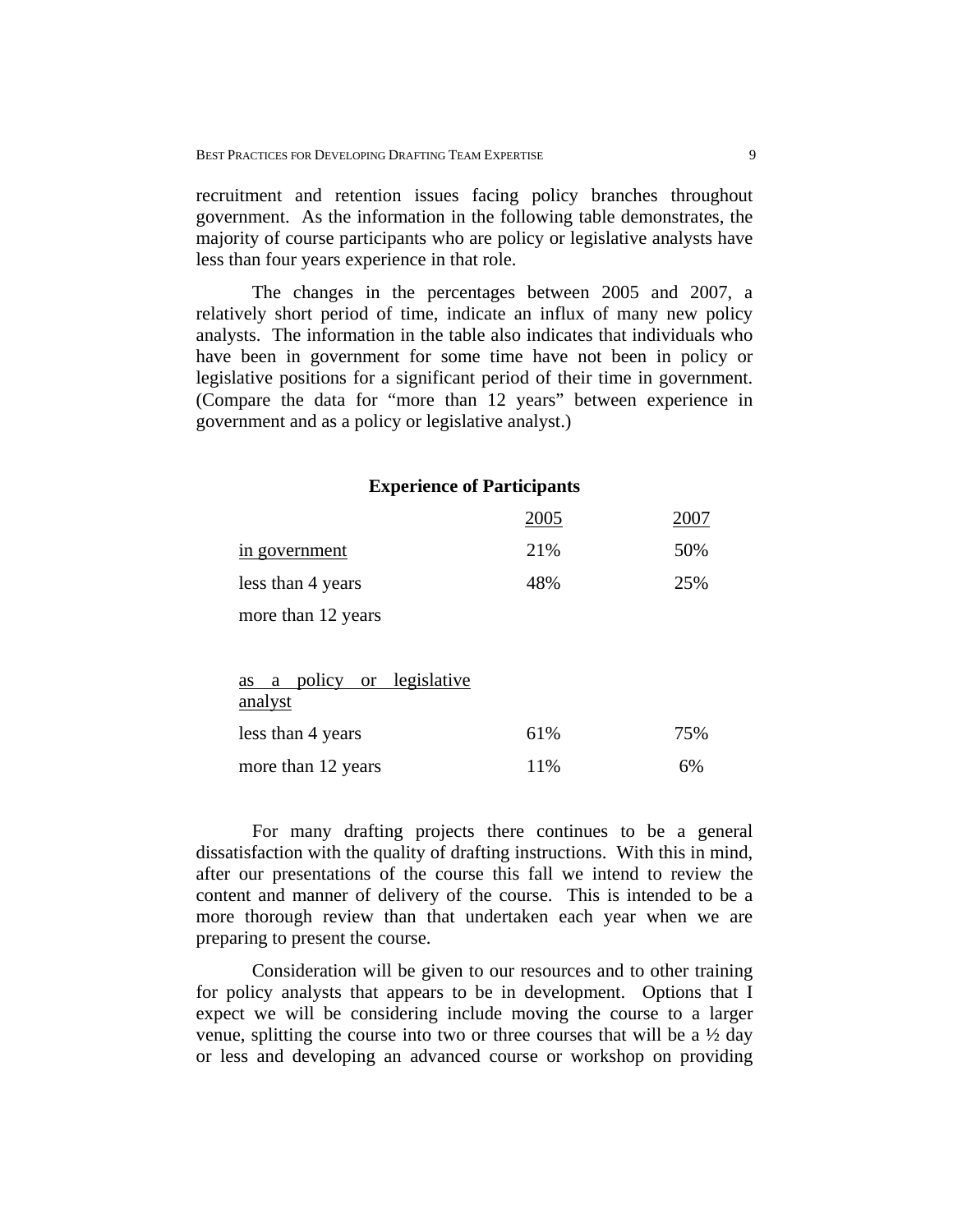recruitment and retention issues facing policy branches throughout government. As the information in the following table demonstrates, the majority of course participants who are policy or legislative analysts have less than four years experience in that role.

The changes in the percentages between 2005 and 2007, a relatively short period of time, indicate an influx of many new policy analysts. The information in the table also indicates that individuals who have been in government for some time have not been in policy or legislative positions for a significant period of their time in government. (Compare the data for "more than 12 years" between experience in government and as a policy or legislative analyst.)

**Experience of Participants**

| | 2005 | 2007 |
|---|---|---|
| in government | 21% | 50% |
| less than 4 years | 48% | 25% |
| more than 12 years | | |
| | | |
| as a policy or legislative analyst | | |
| less than 4 years | 61% | 75% |
| more than 12 years | 11% | 6% |

For many drafting projects there continues to be a general dissatisfaction with the quality of drafting instructions. With this in mind, after our presentations of the course this fall we intend to review the content and manner of delivery of the course. This is intended to be a more thorough review than that undertaken each year when we are preparing to present the course.

Consideration will be given to our resources and to other training for policy analysts that appears to be in development. Options that I expect we will be considering include moving the course to a larger venue, splitting the course into two or three courses that will be a ½ day or less and developing an advanced course or workshop on providing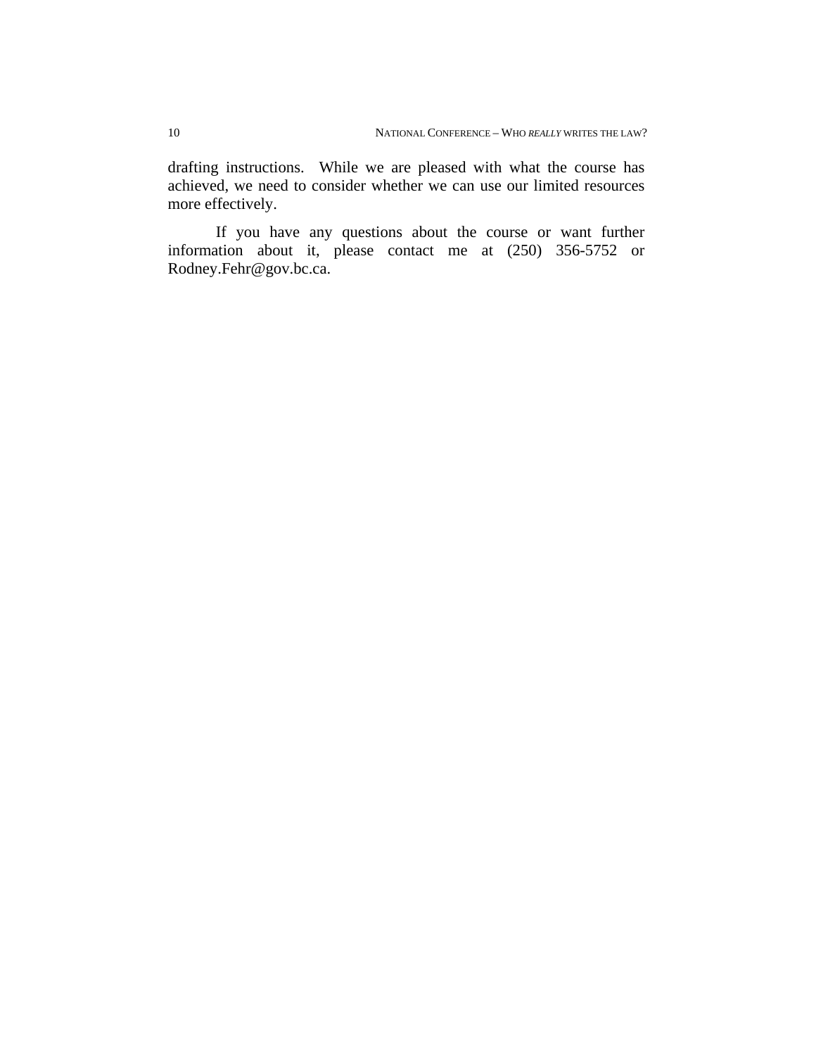drafting instructions.  While we are pleased with what the course has achieved, we need to consider whether we can use our limited resources more effectively.

If you have any questions about the course or want further information about it, please contact me at (250) 356-5752 or Rodney.Fehr@gov.bc.ca.